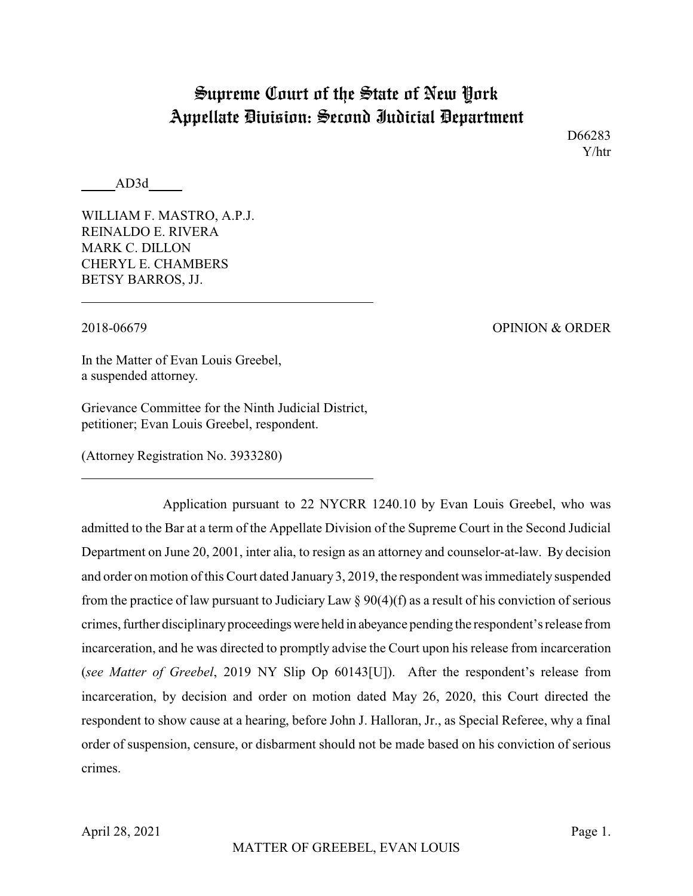# Supreme Court of the State of New York
## Appellate Division: Second Judicial Department

D66283
Y/htr

_____AD3d_____

WILLIAM F. MASTRO, A.P.J.
REINALDO E. RIVERA
MARK C. DILLON
CHERYL E. CHAMBERS
BETSY BARROS, JJ.

---

2018-06679 OPINION & ORDER

In the Matter of Evan Louis Greebel, a suspended attorney.

Grievance Committee for the Ninth Judicial District, petitioner; Evan Louis Greebel, respondent.

(Attorney Registration No. 3933280)

---

Application pursuant to 22 NYCRR 1240.10 by Evan Louis Greebel, who was admitted to the Bar at a term of the Appellate Division of the Supreme Court in the Second Judicial Department on June 20, 2001, inter alia, to resign as an attorney and counselor-at-law. By decision and order on motion of this Court dated January 3, 2019, the respondent was immediately suspended from the practice of law pursuant to Judiciary Law § 90(4)(f) as a result of his conviction of serious crimes, further disciplinary proceedings were held in abeyance pending the respondent's release from incarceration, and he was directed to promptly advise the Court upon his release from incarceration (*see Matter of Greebel*, 2019 NY Slip Op 60143[U]). After the respondent's release from incarceration, by decision and order on motion dated May 26, 2020, this Court directed the respondent to show cause at a hearing, before John J. Halloran, Jr., as Special Referee, why a final order of suspension, censure, or disbarment should not be made based on his conviction of serious crimes.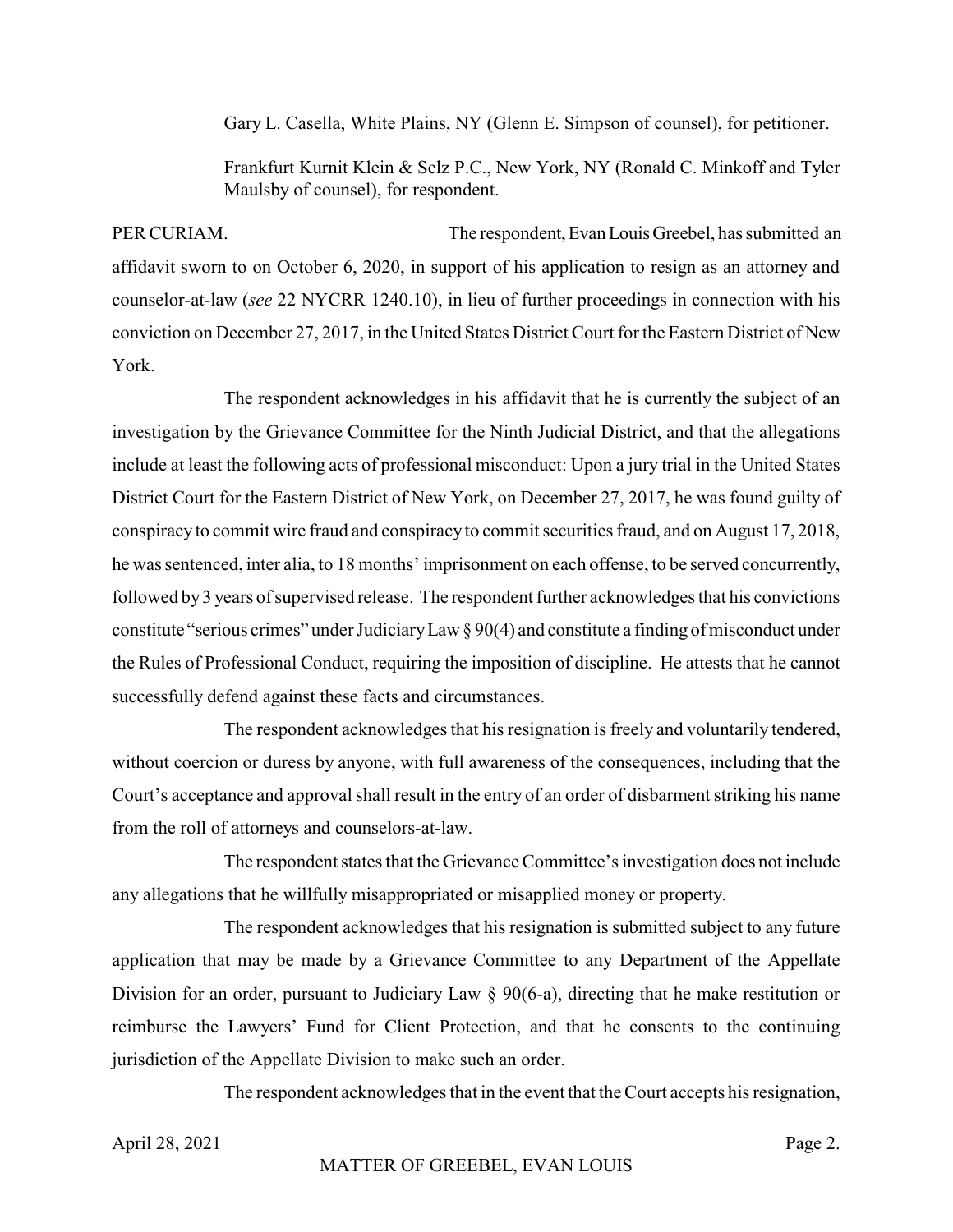Gary L. Casella, White Plains, NY (Glenn E. Simpson of counsel), for petitioner.

Frankfurt Kurnit Klein & Selz P.C., New York, NY (Ronald C. Minkoff and Tyler Maulsby of counsel), for respondent.

PER CURIAM. The respondent, Evan Louis Greebel, has submitted an affidavit sworn to on October 6, 2020, in support of his application to resign as an attorney and counselor-at-law (*see* 22 NYCRR 1240.10), in lieu of further proceedings in connection with his conviction on December 27, 2017, in the United States District Court for the Eastern District of New York.

The respondent acknowledges in his affidavit that he is currently the subject of an investigation by the Grievance Committee for the Ninth Judicial District, and that the allegations include at least the following acts of professional misconduct: Upon a jury trial in the United States District Court for the Eastern District of New York, on December 27, 2017, he was found guilty of conspiracy to commit wire fraud and conspiracy to commit securities fraud, and on August 17, 2018, he was sentenced, inter alia, to 18 months' imprisonment on each offense, to be served concurrently, followed by 3 years of supervised release. The respondent further acknowledges that his convictions constitute "serious crimes" under Judiciary Law § 90(4) and constitute a finding of misconduct under the Rules of Professional Conduct, requiring the imposition of discipline. He attests that he cannot successfully defend against these facts and circumstances.

The respondent acknowledges that his resignation is freely and voluntarily tendered, without coercion or duress by anyone, with full awareness of the consequences, including that the Court's acceptance and approval shall result in the entry of an order of disbarment striking his name from the roll of attorneys and counselors-at-law.

The respondent states that the Grievance Committee's investigation does not include any allegations that he willfully misappropriated or misapplied money or property.

The respondent acknowledges that his resignation is submitted subject to any future application that may be made by a Grievance Committee to any Department of the Appellate Division for an order, pursuant to Judiciary Law § 90(6-a), directing that he make restitution or reimburse the Lawyers' Fund for Client Protection, and that he consents to the continuing jurisdiction of the Appellate Division to make such an order.

The respondent acknowledges that in the event that the Court accepts his resignation,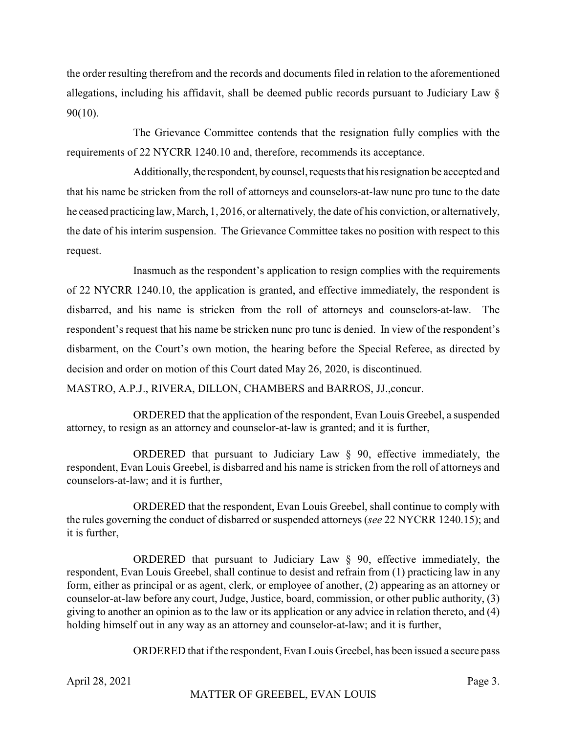the order resulting therefrom and the records and documents filed in relation to the aforementioned allegations, including his affidavit, shall be deemed public records pursuant to Judiciary Law § 90(10).

The Grievance Committee contends that the resignation fully complies with the requirements of 22 NYCRR 1240.10 and, therefore, recommends its acceptance.

Additionally, the respondent, by counsel, requests that his resignation be accepted and that his name be stricken from the roll of attorneys and counselors-at-law nunc pro tunc to the date he ceased practicing law, March, 1, 2016, or alternatively, the date of his conviction, or alternatively, the date of his interim suspension. The Grievance Committee takes no position with respect to this request.

Inasmuch as the respondent's application to resign complies with the requirements of 22 NYCRR 1240.10, the application is granted, and effective immediately, the respondent is disbarred, and his name is stricken from the roll of attorneys and counselors-at-law. The respondent's request that his name be stricken nunc pro tunc is denied. In view of the respondent's disbarment, on the Court's own motion, the hearing before the Special Referee, as directed by decision and order on motion of this Court dated May 26, 2020, is discontinued.

MASTRO, A.P.J., RIVERA, DILLON, CHAMBERS and BARROS, JJ.,concur.

ORDERED that the application of the respondent, Evan Louis Greebel, a suspended attorney, to resign as an attorney and counselor-at-law is granted; and it is further,

ORDERED that pursuant to Judiciary Law § 90, effective immediately, the respondent, Evan Louis Greebel, is disbarred and his name is stricken from the roll of attorneys and counselors-at-law; and it is further,

ORDERED that the respondent, Evan Louis Greebel, shall continue to comply with the rules governing the conduct of disbarred or suspended attorneys (*see* 22 NYCRR 1240.15); and it is further,

ORDERED that pursuant to Judiciary Law § 90, effective immediately, the respondent, Evan Louis Greebel, shall continue to desist and refrain from (1) practicing law in any form, either as principal or as agent, clerk, or employee of another, (2) appearing as an attorney or counselor-at-law before any court, Judge, Justice, board, commission, or other public authority, (3) giving to another an opinion as to the law or its application or any advice in relation thereto, and (4) holding himself out in any way as an attorney and counselor-at-law; and it is further,

ORDERED that if the respondent, Evan Louis Greebel, has been issued a secure pass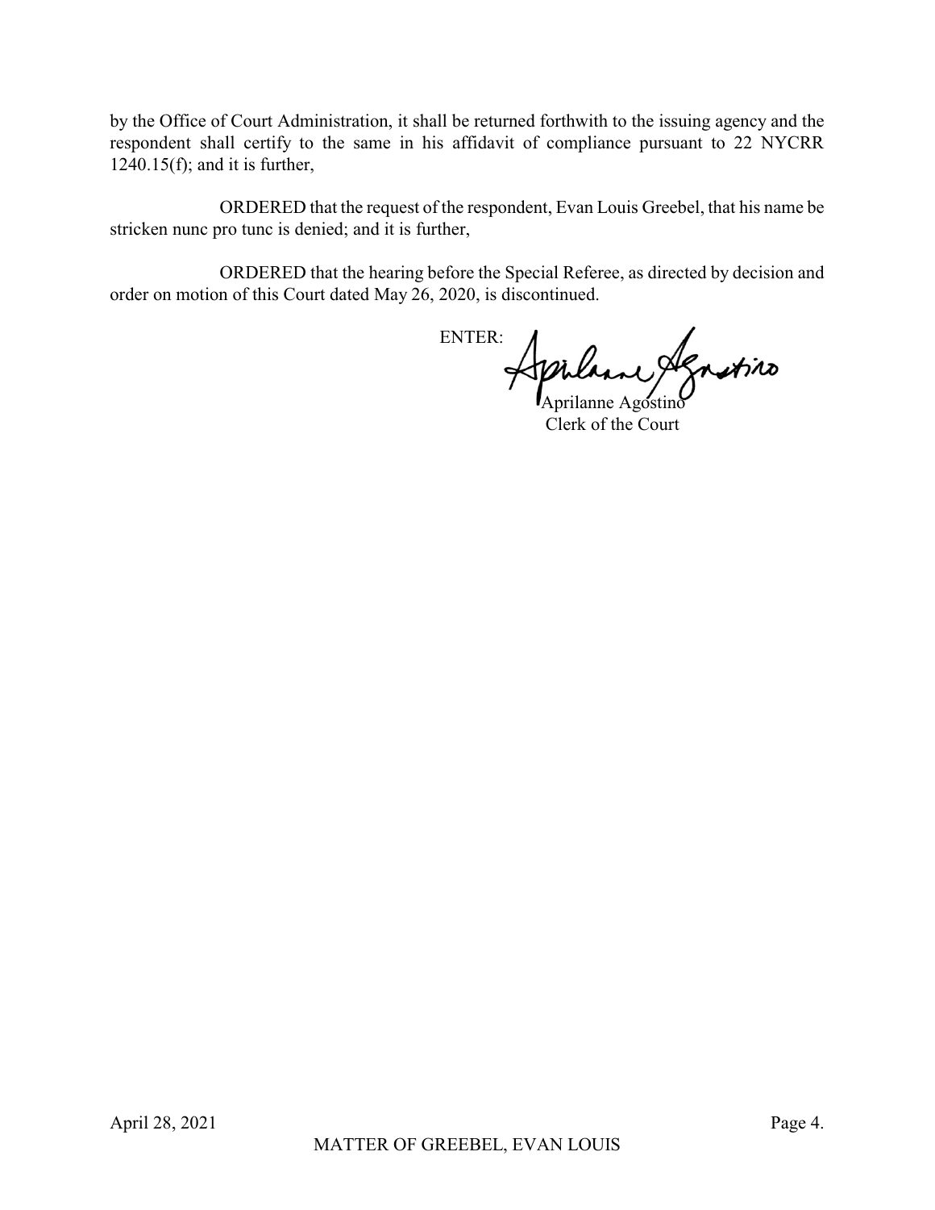by the Office of Court Administration, it shall be returned forthwith to the issuing agency and the respondent shall certify to the same in his affidavit of compliance pursuant to 22 NYCRR 1240.15(f); and it is further,

ORDERED that the request of the respondent, Evan Louis Greebel, that his name be stricken nunc pro tunc is denied; and it is further,

ORDERED that the hearing before the Special Referee, as directed by decision and order on motion of this Court dated May 26, 2020, is discontinued.

ENTER:

Aprilanne Agostino
Clerk of the Court